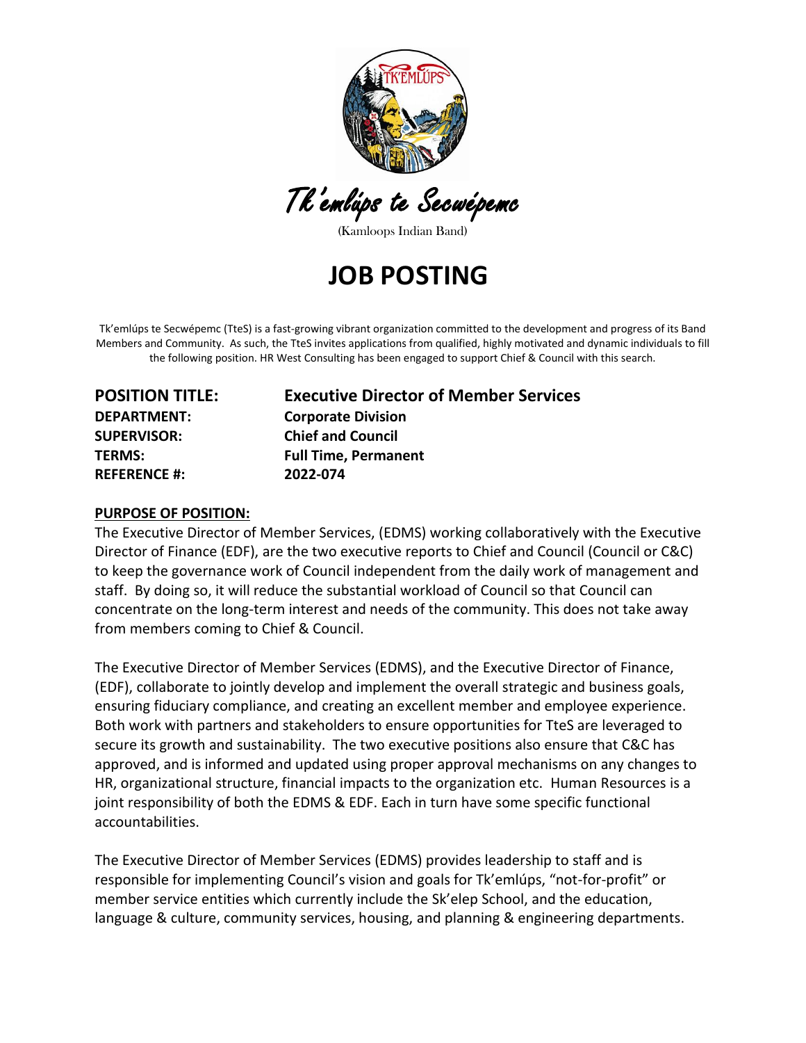Tk'emlúps te Secwépemc

(Kamloops Indian Band)

# JOB POSTING

Tk'emlúps te Secwépemc (TteS) is a fast-growing vibrant organization committed to the development and progress of its Band Members and Community. As such, the TteS invites applications from qualified, highly motivated and dynamic individuals to fill the following position. HR West Consulting has been engaged to support Chief & Council with this search.

| | |
|---|---|
| **POSITION TITLE:** | **Executive Director of Member Services** |
| **DEPARTMENT:** | **Corporate Division** |
| **SUPERVISOR:** | **Chief and Council** |
| **TERMS:** | **Full Time, Permanent** |
| **REFERENCE #:** | **2022-074** |

**PURPOSE OF POSITION:**

The Executive Director of Member Services, (EDMS) working collaboratively with the Executive Director of Finance (EDF), are the two executive reports to Chief and Council (Council or C&C) to keep the governance work of Council independent from the daily work of management and staff. By doing so, it will reduce the substantial workload of Council so that Council can concentrate on the long-term interest and needs of the community. This does not take away from members coming to Chief & Council.

The Executive Director of Member Services (EDMS), and the Executive Director of Finance, (EDF), collaborate to jointly develop and implement the overall strategic and business goals, ensuring fiduciary compliance, and creating an excellent member and employee experience. Both work with partners and stakeholders to ensure opportunities for TteS are leveraged to secure its growth and sustainability. The two executive positions also ensure that C&C has approved, and is informed and updated using proper approval mechanisms on any changes to HR, organizational structure, financial impacts to the organization etc. Human Resources is a joint responsibility of both the EDMS & EDF. Each in turn have some specific functional accountabilities.

The Executive Director of Member Services (EDMS) provides leadership to staff and is responsible for implementing Council's vision and goals for Tk'emlúps, "not-for-profit" or member service entities which currently include the Sk'elep School, and the education, language & culture, community services, housing, and planning & engineering departments.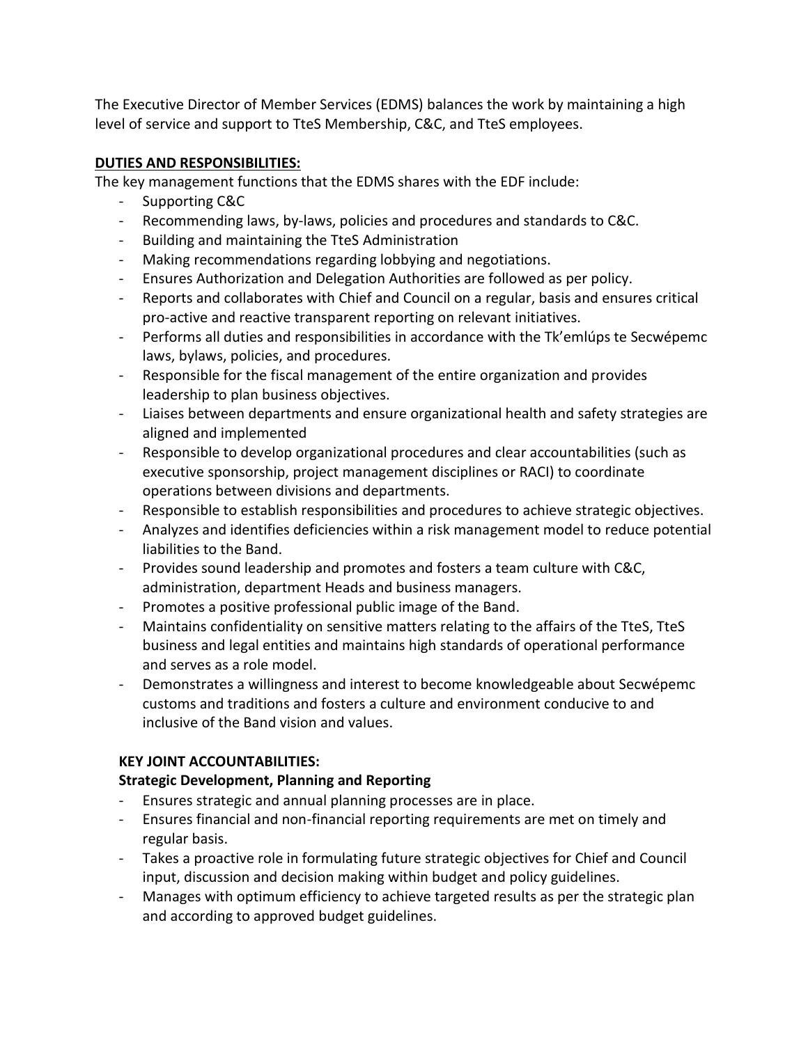The Executive Director of Member Services (EDMS) balances the work by maintaining a high level of service and support to TteS Membership, C&C, and TteS employees.

**DUTIES AND RESPONSIBILITIES:**

The key management functions that the EDMS shares with the EDF include:

- Supporting C&C
- Recommending laws, by-laws, policies and procedures and standards to C&C.
- Building and maintaining the TteS Administration
- Making recommendations regarding lobbying and negotiations.
- Ensures Authorization and Delegation Authorities are followed as per policy.
- Reports and collaborates with Chief and Council on a regular, basis and ensures critical pro-active and reactive transparent reporting on relevant initiatives.
- Performs all duties and responsibilities in accordance with the Tk'emlúps te Secwépemc laws, bylaws, policies, and procedures.
- Responsible for the fiscal management of the entire organization and provides leadership to plan business objectives.
- Liaises between departments and ensure organizational health and safety strategies are aligned and implemented
- Responsible to develop organizational procedures and clear accountabilities (such as executive sponsorship, project management disciplines or RACI) to coordinate operations between divisions and departments.
- Responsible to establish responsibilities and procedures to achieve strategic objectives.
- Analyzes and identifies deficiencies within a risk management model to reduce potential liabilities to the Band.
- Provides sound leadership and promotes and fosters a team culture with C&C, administration, department Heads and business managers.
- Promotes a positive professional public image of the Band.
- Maintains confidentiality on sensitive matters relating to the affairs of the TteS, TteS business and legal entities and maintains high standards of operational performance and serves as a role model.
- Demonstrates a willingness and interest to become knowledgeable about Secwépemc customs and traditions and fosters a culture and environment conducive to and inclusive of the Band vision and values.

**KEY JOINT ACCOUNTABILITIES:**

**Strategic Development, Planning and Reporting**

- Ensures strategic and annual planning processes are in place.
- Ensures financial and non-financial reporting requirements are met on timely and regular basis.
- Takes a proactive role in formulating future strategic objectives for Chief and Council input, discussion and decision making within budget and policy guidelines.
- Manages with optimum efficiency to achieve targeted results as per the strategic plan and according to approved budget guidelines.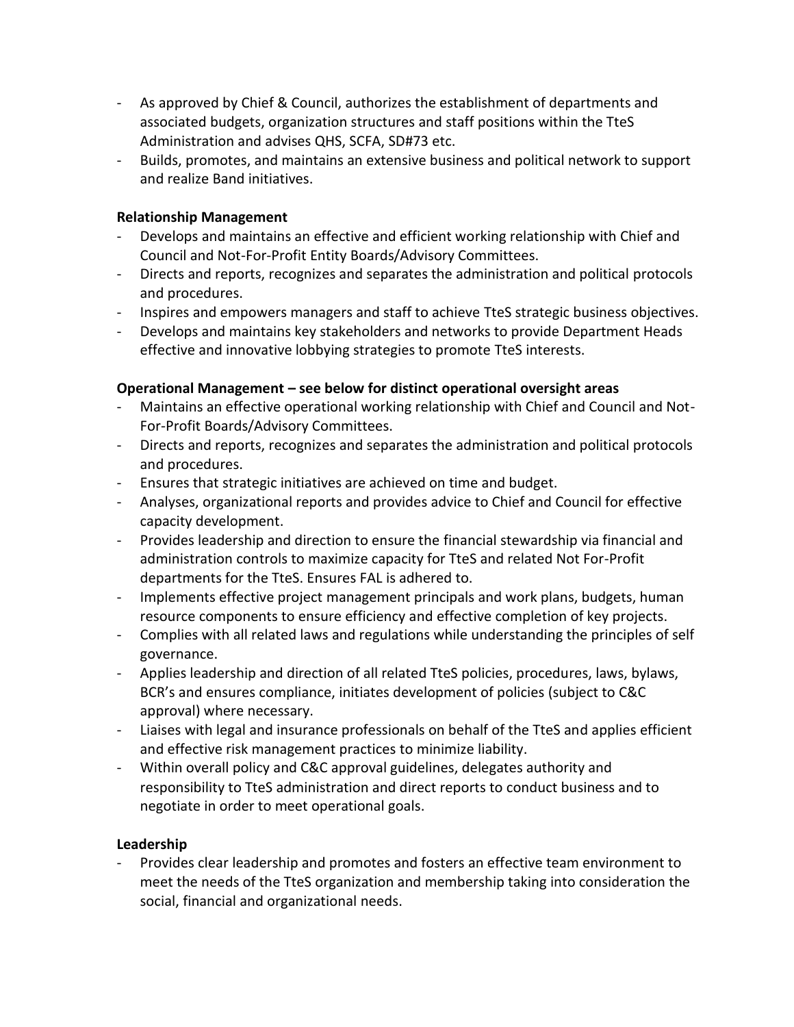- As approved by Chief & Council, authorizes the establishment of departments and associated budgets, organization structures and staff positions within the TteS Administration and advises QHS, SCFA, SD#73 etc.
- Builds, promotes, and maintains an extensive business and political network to support and realize Band initiatives.

**Relationship Management**

- Develops and maintains an effective and efficient working relationship with Chief and Council and Not-For-Profit Entity Boards/Advisory Committees.
- Directs and reports, recognizes and separates the administration and political protocols and procedures.
- Inspires and empowers managers and staff to achieve TteS strategic business objectives.
- Develops and maintains key stakeholders and networks to provide Department Heads effective and innovative lobbying strategies to promote TteS interests.

**Operational Management – see below for distinct operational oversight areas**

- Maintains an effective operational working relationship with Chief and Council and Not-For-Profit Boards/Advisory Committees.
- Directs and reports, recognizes and separates the administration and political protocols and procedures.
- Ensures that strategic initiatives are achieved on time and budget.
- Analyses, organizational reports and provides advice to Chief and Council for effective capacity development.
- Provides leadership and direction to ensure the financial stewardship via financial and administration controls to maximize capacity for TteS and related Not For-Profit departments for the TteS. Ensures FAL is adhered to.
- Implements effective project management principals and work plans, budgets, human resource components to ensure efficiency and effective completion of key projects.
- Complies with all related laws and regulations while understanding the principles of self governance.
- Applies leadership and direction of all related TteS policies, procedures, laws, bylaws, BCR's and ensures compliance, initiates development of policies (subject to C&C approval) where necessary.
- Liaises with legal and insurance professionals on behalf of the TteS and applies efficient and effective risk management practices to minimize liability.
- Within overall policy and C&C approval guidelines, delegates authority and responsibility to TteS administration and direct reports to conduct business and to negotiate in order to meet operational goals.

**Leadership**

- Provides clear leadership and promotes and fosters an effective team environment to meet the needs of the TteS organization and membership taking into consideration the social, financial and organizational needs.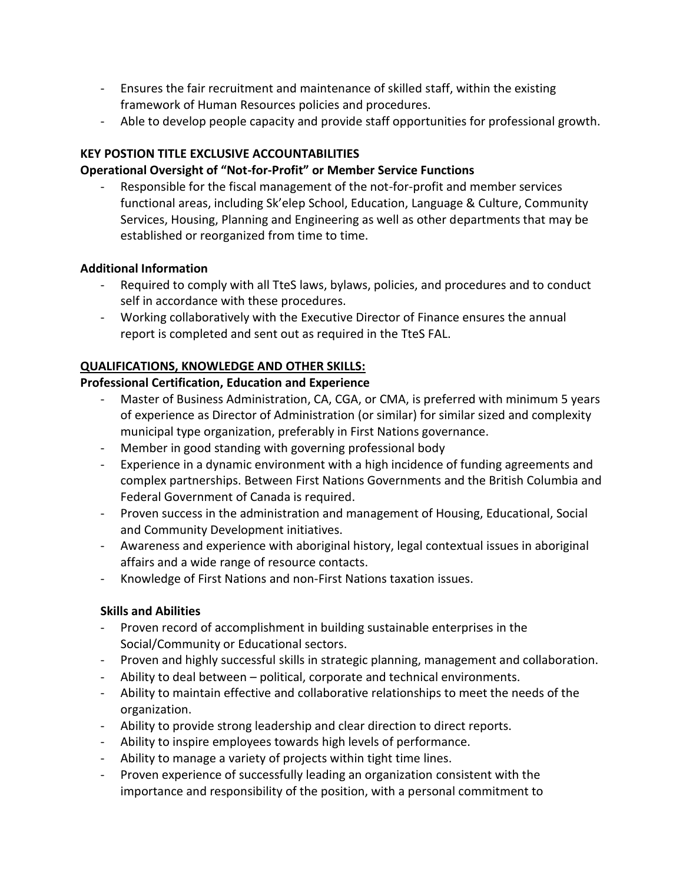- Ensures the fair recruitment and maintenance of skilled staff, within the existing framework of Human Resources policies and procedures.
- Able to develop people capacity and provide staff opportunities for professional growth.

**KEY POSTION TITLE EXCLUSIVE ACCOUNTABILITIES**

**Operational Oversight of "Not-for-Profit" or Member Service Functions**

- Responsible for the fiscal management of the not-for-profit and member services functional areas, including Sk'elep School, Education, Language & Culture, Community Services, Housing, Planning and Engineering as well as other departments that may be established or reorganized from time to time.

**Additional Information**

- Required to comply with all TteS laws, bylaws, policies, and procedures and to conduct self in accordance with these procedures.
- Working collaboratively with the Executive Director of Finance ensures the annual report is completed and sent out as required in the TteS FAL.

**QUALIFICATIONS, KNOWLEDGE AND OTHER SKILLS:**

**Professional Certification, Education and Experience**

- Master of Business Administration, CA, CGA, or CMA, is preferred with minimum 5 years of experience as Director of Administration (or similar) for similar sized and complexity municipal type organization, preferably in First Nations governance.
- Member in good standing with governing professional body
- Experience in a dynamic environment with a high incidence of funding agreements and complex partnerships. Between First Nations Governments and the British Columbia and Federal Government of Canada is required.
- Proven success in the administration and management of Housing, Educational, Social and Community Development initiatives.
- Awareness and experience with aboriginal history, legal contextual issues in aboriginal affairs and a wide range of resource contacts.
- Knowledge of First Nations and non-First Nations taxation issues.

**Skills and Abilities**

- Proven record of accomplishment in building sustainable enterprises in the Social/Community or Educational sectors.
- Proven and highly successful skills in strategic planning, management and collaboration.
- Ability to deal between – political, corporate and technical environments.
- Ability to maintain effective and collaborative relationships to meet the needs of the organization.
- Ability to provide strong leadership and clear direction to direct reports.
- Ability to inspire employees towards high levels of performance.
- Ability to manage a variety of projects within tight time lines.
- Proven experience of successfully leading an organization consistent with the importance and responsibility of the position, with a personal commitment to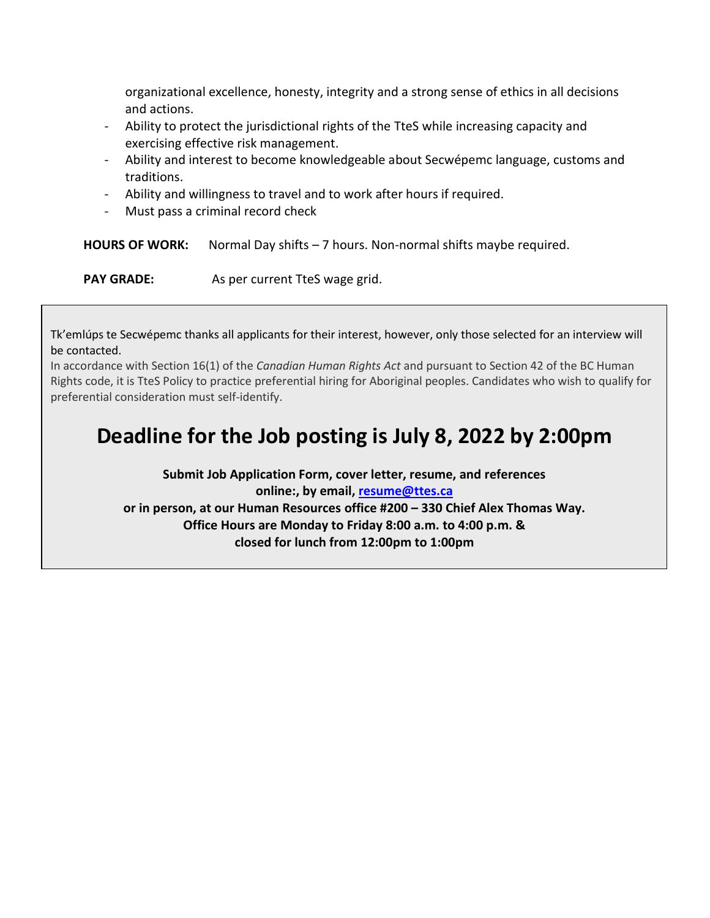organizational excellence, honesty, integrity and a strong sense of ethics in all decisions and actions.

- Ability to protect the jurisdictional rights of the TteS while increasing capacity and exercising effective risk management.
- Ability and interest to become knowledgeable about Secwépemc language, customs and traditions.
- Ability and willingness to travel and to work after hours if required.
- Must pass a criminal record check

**HOURS OF WORK:** Normal Day shifts – 7 hours. Non-normal shifts maybe required.

**PAY GRADE:** As per current TteS wage grid.

Tk'emlúps te Secwépemc thanks all applicants for their interest, however, only those selected for an interview will be contacted.

In accordance with Section 16(1) of the *Canadian Human Rights Act* and pursuant to Section 42 of the BC Human Rights code, it is TteS Policy to practice preferential hiring for Aboriginal peoples. Candidates who wish to qualify for preferential consideration must self-identify.

# Deadline for the Job posting is July 8, 2022 by 2:00pm

**Submit Job Application Form, cover letter, resume, and references online:, by email, resume@ttes.ca or in person, at our Human Resources office #200 – 330 Chief Alex Thomas Way. Office Hours are Monday to Friday 8:00 a.m. to 4:00 p.m. & closed for lunch from 12:00pm to 1:00pm**